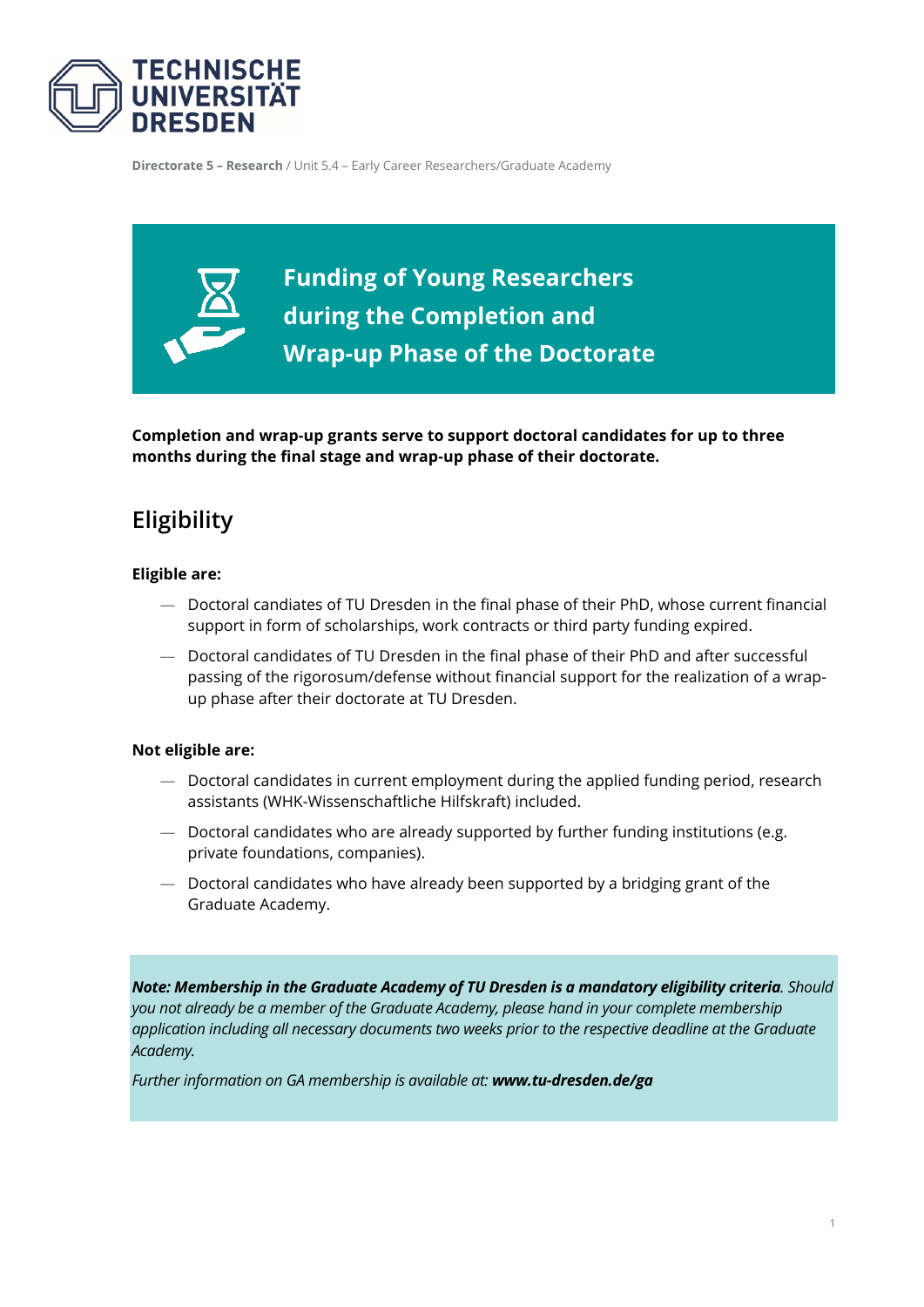**TECHNISCHE UNIVERSITÄT DRESDEN**

**Directorate 5 – Research** / Unit 5.4 – Early Career Researchers/Graduate Academy

# Funding of Young Researchers during the Completion and Wrap-up Phase of the Doctorate

**Completion and wrap-up grants serve to support doctoral candidates for up to three months during the final stage and wrap-up phase of their doctorate.**

## Eligibility

**Eligible are:**

- Doctoral candiates of TU Dresden in the final phase of their PhD, whose current financial support in form of scholarships, work contracts or third party funding expired.
- Doctoral candidates of TU Dresden in the final phase of their PhD and after successful passing of the rigorosum/defense without financial support for the realization of a wrap-up phase after their doctorate at TU Dresden.

**Not eligible are:**

- Doctoral candidates in current employment during the applied funding period, research assistants (WHK-Wissenschaftliche Hilfskraft) included.
- Doctoral candidates who are already supported by further funding institutions (e.g. private foundations, companies).
- Doctoral candidates who have already been supported by a bridging grant of the Graduate Academy.

*__Note: Membership in the Graduate Academy of TU Dresden is a mandatory eligibility criteria__. Should you not already be a member of the Graduate Academy, please hand in your complete membership application including all necessary documents two weeks prior to the respective deadline at the Graduate Academy.*

*Further information on GA membership is available at: __www.tu-dresden.de/ga__*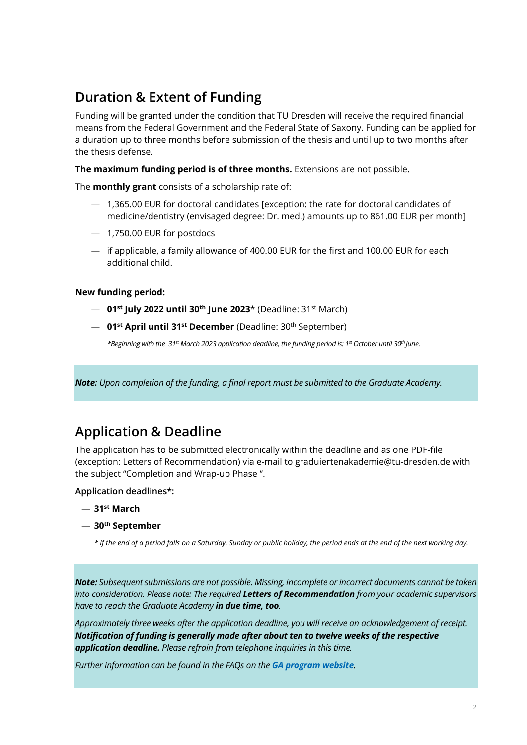## Duration & Extent of Funding

Funding will be granted under the condition that TU Dresden will receive the required financial means from the Federal Government and the Federal State of Saxony. Funding can be applied for a duration up to three months before submission of the thesis and until up to two months after the thesis defense.

**The maximum funding period is of three months.** Extensions are not possible.

The **monthly grant** consists of a scholarship rate of:

- 1,365.00 EUR for doctoral candidates [exception: the rate for doctoral candidates of medicine/dentistry (envisaged degree: Dr. med.) amounts up to 861.00 EUR per month]
- 1,750.00 EUR for postdocs
- if applicable, a family allowance of 400.00 EUR for the first and 100.00 EUR for each additional child.

**New funding period:**

- **01st July 2022 until 30th June 2023*** (Deadline: 31st March)
- **01st April until 31st December** (Deadline: 30th September)

*\*Beginning with the 31st March 2023 application deadline, the funding period is: 1st October until 30th June.*

***Note:*** *Upon completion of the funding, a final report must be submitted to the Graduate Academy.*

## Application & Deadline

The application has to be submitted electronically within the deadline and as one PDF-file (exception: Letters of Recommendation) via e-mail to graduiertenakademie@tu-dresden.de with the subject "Completion and Wrap-up Phase ".

**Application deadlines*:**

- **31st March**
- **30th September**

*\* If the end of a period falls on a Saturday, Sunday or public holiday, the period ends at the end of the next working day.*

***Note:*** *Subsequent submissions are not possible. Missing, incomplete or incorrect documents cannot be taken into consideration. Please note: The required **Letters of Recommendation** from your academic supervisors have to reach the Graduate Academy **in due time, too**.*

*Approximately three weeks after the application deadline, you will receive an acknowledgement of receipt. **Notification of funding is generally made after about ten to twelve weeks of the respective application deadline.** Please refrain from telephone inquiries in this time.*

*Further information can be found in the FAQs on the **GA program website**.*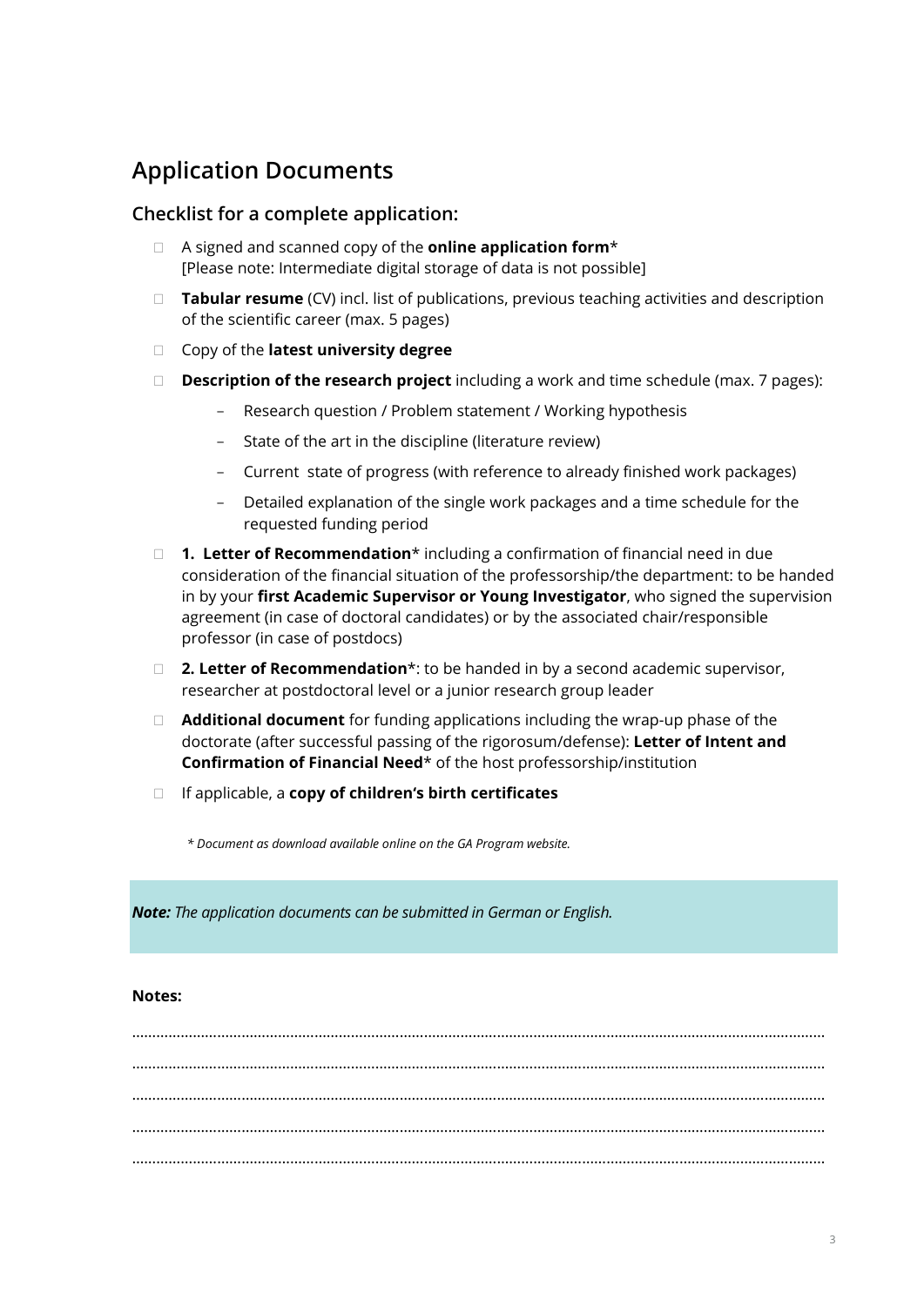## Application Documents

### Checklist for a complete application:

- ☐ A signed and scanned copy of the **online application form***
  [Please note: Intermediate digital storage of data is not possible]
- ☐ **Tabular resume** (CV) incl. list of publications, previous teaching activities and description of the scientific career (max. 5 pages)
- ☐ Copy of the **latest university degree**
- ☐ **Description of the research project** including a work and time schedule (max. 7 pages):
  - Research question / Problem statement / Working hypothesis
  - State of the art in the discipline (literature review)
  - Current state of progress (with reference to already finished work packages)
  - Detailed explanation of the single work packages and a time schedule for the requested funding period
- ☐ **1. Letter of Recommendation*** including a confirmation of financial need in due consideration of the financial situation of the professorship/the department: to be handed in by your **first Academic Supervisor or Young Investigator**, who signed the supervision agreement (in case of doctoral candidates) or by the associated chair/responsible professor (in case of postdocs)
- ☐ **2. Letter of Recommendation***: to be handed in by a second academic supervisor, researcher at postdoctoral level or a junior research group leader
- ☐ **Additional document** for funding applications including the wrap-up phase of the doctorate (after successful passing of the rigorosum/defense): **Letter of Intent and Confirmation of Financial Need*** of the host professorship/institution
- ☐ If applicable, a **copy of children's birth certificates**

*\* Document as download available online on the GA Program website.*

***Note:** The application documents can be submitted in German or English.*

**Notes:**

.....................................................................................................................................................................

.....................................................................................................................................................................

.....................................................................................................................................................................

.....................................................................................................................................................................

.....................................................................................................................................................................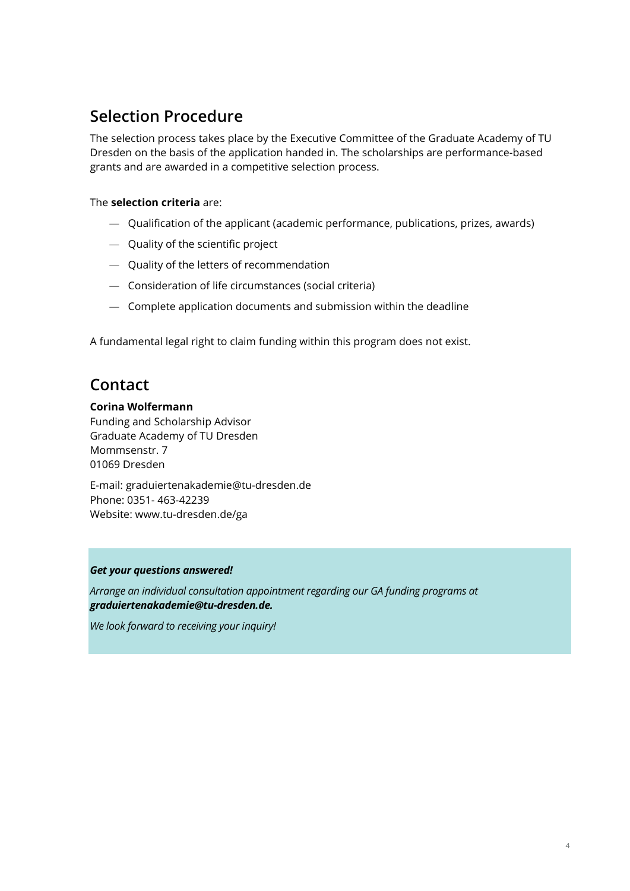## Selection Procedure

The selection process takes place by the Executive Committee of the Graduate Academy of TU Dresden on the basis of the application handed in. The scholarships are performance-based grants and are awarded in a competitive selection process.

The **selection criteria** are:

- Qualification of the applicant (academic performance, publications, prizes, awards)
- Quality of the scientific project
- Quality of the letters of recommendation
- Consideration of life circumstances (social criteria)
- Complete application documents and submission within the deadline

A fundamental legal right to claim funding within this program does not exist.

## Contact

**Corina Wolfermann**
Funding and Scholarship Advisor
Graduate Academy of TU Dresden
Mommsenstr. 7
01069 Dresden

E-mail: graduiertenakademie@tu-dresden.de
Phone: 0351- 463-42239
Website: www.tu-dresden.de/ga

***Get your questions answered!***

*Arrange an individual consultation appointment regarding our GA funding programs at* ***graduiertenakademie@tu-dresden.de.***

*We look forward to receiving your inquiry!*